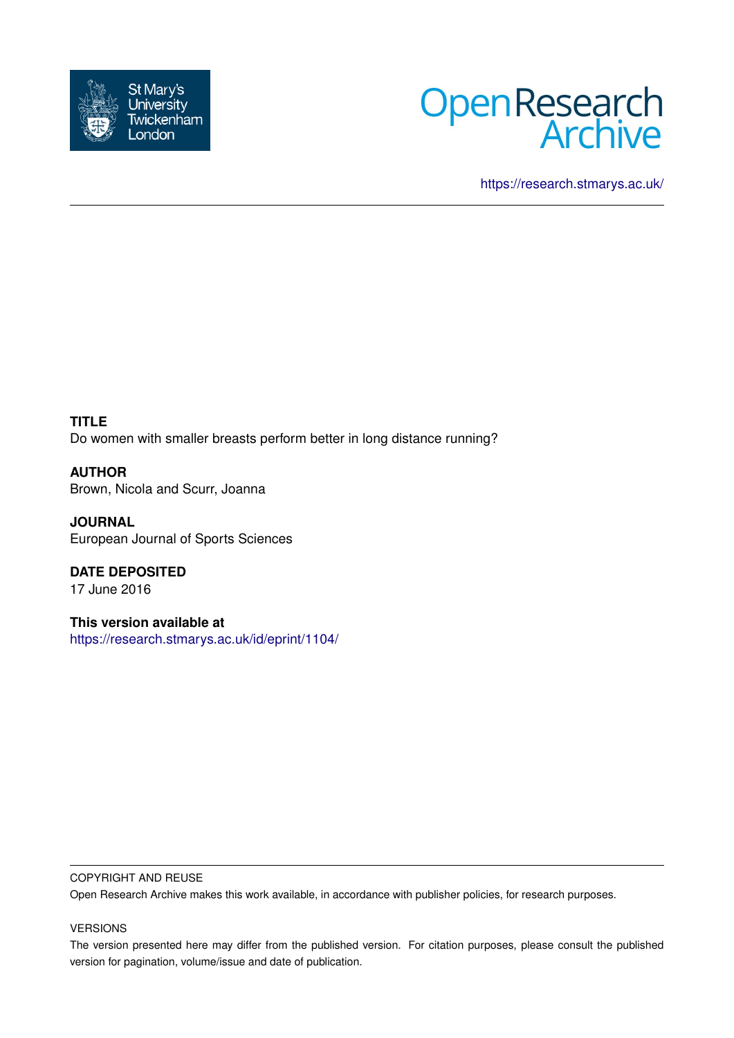St Mary's University Twickenham London

Open Research Archive

https://research.stmarys.ac.uk/

**TITLE**
Do women with smaller breasts perform better in long distance running?

**AUTHOR**
Brown, Nicola and Scurr, Joanna

**JOURNAL**
European Journal of Sports Sciences

**DATE DEPOSITED**
17 June 2016

**This version available at**
https://research.stmarys.ac.uk/id/eprint/1104/

COPYRIGHT AND REUSE

Open Research Archive makes this work available, in accordance with publisher policies, for research purposes.

VERSIONS

The version presented here may differ from the published version. For citation purposes, please consult the published version for pagination, volume/issue and date of publication.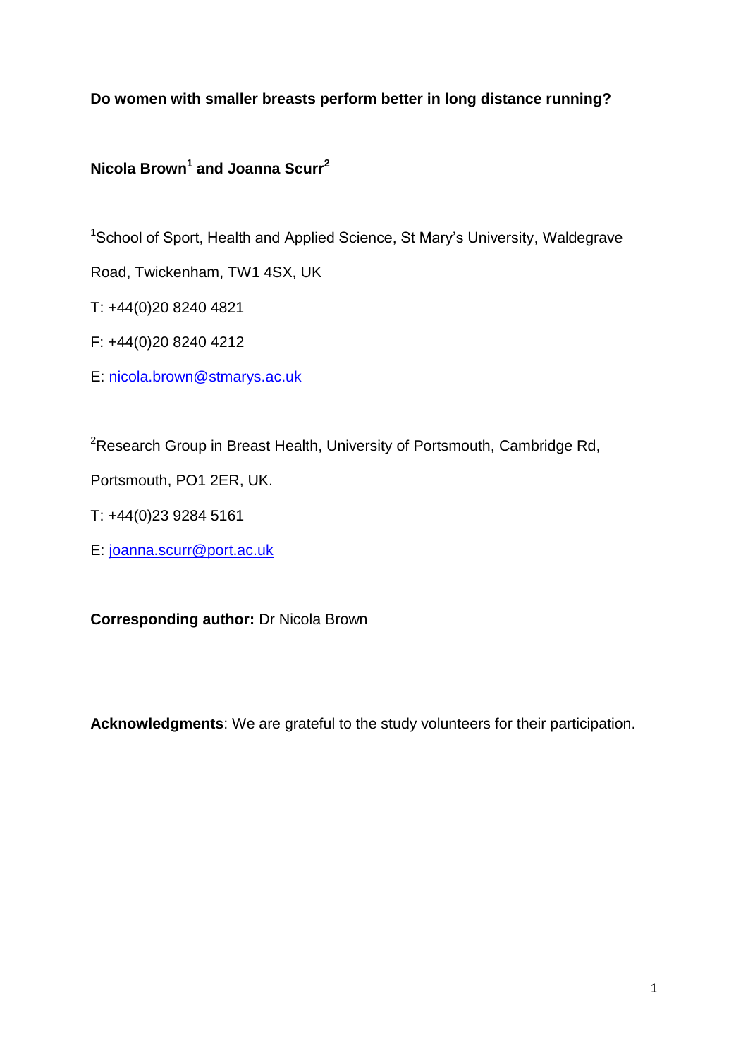**Do women with smaller breasts perform better in long distance running?**

**Nicola Brown[1] and Joanna Scurr[2]**

[1]School of Sport, Health and Applied Science, St Mary's University, Waldegrave Road, Twickenham, TW1 4SX, UK

T: +44(0)20 8240 4821

F: +44(0)20 8240 4212

E: nicola.brown@stmarys.ac.uk

[2]Research Group in Breast Health, University of Portsmouth, Cambridge Rd, Portsmouth, PO1 2ER, UK.

T: +44(0)23 9284 5161

E: joanna.scurr@port.ac.uk

**Corresponding author:** Dr Nicola Brown

**Acknowledgments**: We are grateful to the study volunteers for their participation.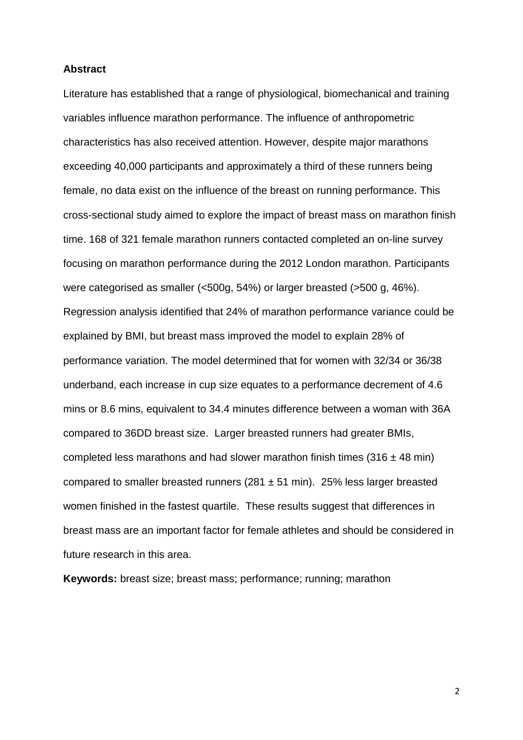**Abstract**

Literature has established that a range of physiological, biomechanical and training variables influence marathon performance. The influence of anthropometric characteristics has also received attention. However, despite major marathons exceeding 40,000 participants and approximately a third of these runners being female, no data exist on the influence of the breast on running performance. This cross-sectional study aimed to explore the impact of breast mass on marathon finish time. 168 of 321 female marathon runners contacted completed an on-line survey focusing on marathon performance during the 2012 London marathon. Participants were categorised as smaller (<500g, 54%) or larger breasted (>500 g, 46%). Regression analysis identified that 24% of marathon performance variance could be explained by BMI, but breast mass improved the model to explain 28% of performance variation. The model determined that for women with 32/34 or 36/38 underband, each increase in cup size equates to a performance decrement of 4.6 mins or 8.6 mins, equivalent to 34.4 minutes difference between a woman with 36A compared to 36DD breast size. Larger breasted runners had greater BMIs, completed less marathons and had slower marathon finish times (316 ± 48 min) compared to smaller breasted runners (281 ± 51 min). 25% less larger breasted women finished in the fastest quartile. These results suggest that differences in breast mass are an important factor for female athletes and should be considered in future research in this area.

**Keywords:** breast size; breast mass; performance; running; marathon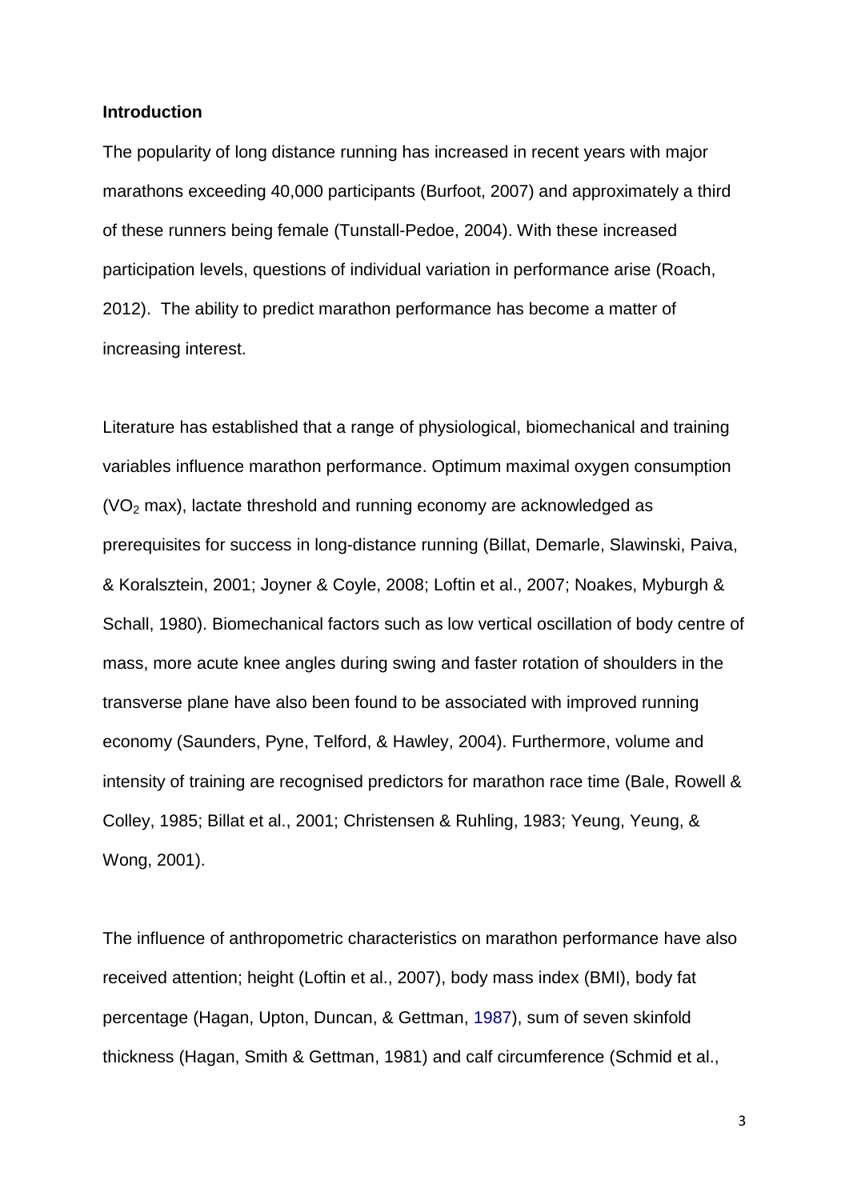**Introduction**

The popularity of long distance running has increased in recent years with major marathons exceeding 40,000 participants (Burfoot, 2007) and approximately a third of these runners being female (Tunstall-Pedoe, 2004). With these increased participation levels, questions of individual variation in performance arise (Roach, 2012). The ability to predict marathon performance has become a matter of increasing interest.

Literature has established that a range of physiological, biomechanical and training variables influence marathon performance. Optimum maximal oxygen consumption ($VO_2$ max), lactate threshold and running economy are acknowledged as prerequisites for success in long-distance running (Billat, Demarle, Slawinski, Paiva, & Koralsztein, 2001; Joyner & Coyle, 2008; Loftin et al., 2007; Noakes, Myburgh & Schall, 1980). Biomechanical factors such as low vertical oscillation of body centre of mass, more acute knee angles during swing and faster rotation of shoulders in the transverse plane have also been found to be associated with improved running economy (Saunders, Pyne, Telford, & Hawley, 2004). Furthermore, volume and intensity of training are recognised predictors for marathon race time (Bale, Rowell & Colley, 1985; Billat et al., 2001; Christensen & Ruhling, 1983; Yeung, Yeung, & Wong, 2001).

The influence of anthropometric characteristics on marathon performance have also received attention; height (Loftin et al., 2007), body mass index (BMI), body fat percentage (Hagan, Upton, Duncan, & Gettman, 1987), sum of seven skinfold thickness (Hagan, Smith & Gettman, 1981) and calf circumference (Schmid et al.,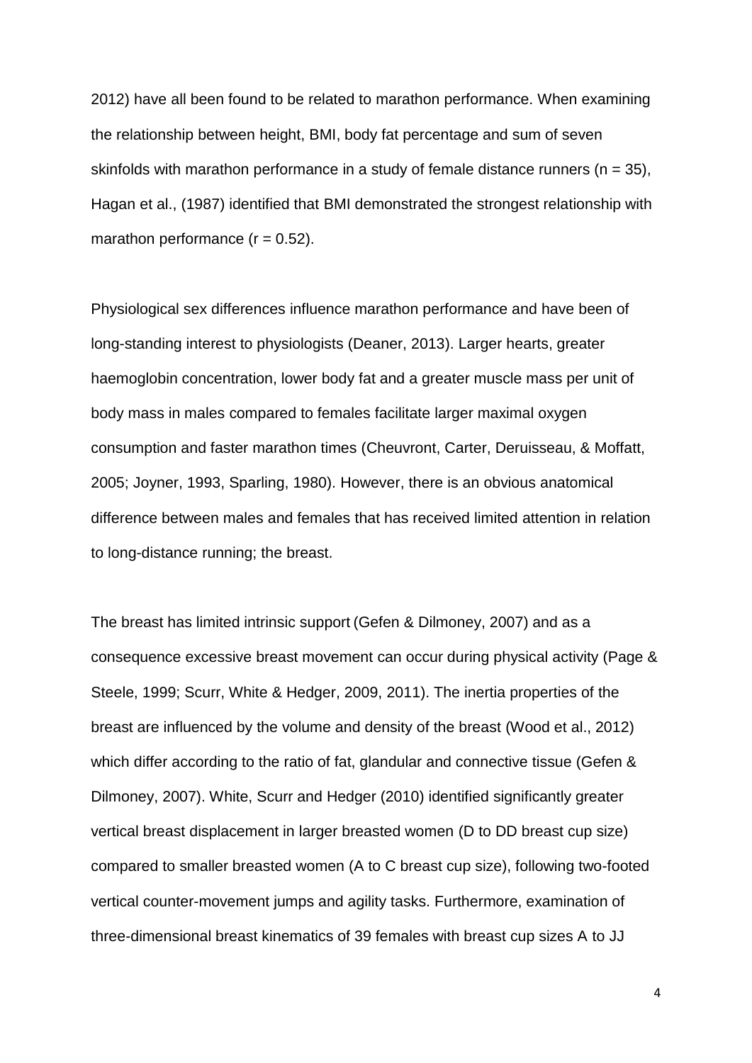2012) have all been found to be related to marathon performance. When examining the relationship between height, BMI, body fat percentage and sum of seven skinfolds with marathon performance in a study of female distance runners ($n = 35$), Hagan et al., (1987) identified that BMI demonstrated the strongest relationship with marathon performance ($r = 0.52$).

Physiological sex differences influence marathon performance and have been of long-standing interest to physiologists (Deaner, 2013). Larger hearts, greater haemoglobin concentration, lower body fat and a greater muscle mass per unit of body mass in males compared to females facilitate larger maximal oxygen consumption and faster marathon times (Cheuvront, Carter, Deruisseau, & Moffatt, 2005; Joyner, 1993, Sparling, 1980). However, there is an obvious anatomical difference between males and females that has received limited attention in relation to long-distance running; the breast.

The breast has limited intrinsic support (Gefen & Dilmoney, 2007) and as a consequence excessive breast movement can occur during physical activity (Page & Steele, 1999; Scurr, White & Hedger, 2009, 2011). The inertia properties of the breast are influenced by the volume and density of the breast (Wood et al., 2012) which differ according to the ratio of fat, glandular and connective tissue (Gefen & Dilmoney, 2007). White, Scurr and Hedger (2010) identified significantly greater vertical breast displacement in larger breasted women (D to DD breast cup size) compared to smaller breasted women (A to C breast cup size), following two-footed vertical counter-movement jumps and agility tasks. Furthermore, examination of three-dimensional breast kinematics of 39 females with breast cup sizes A to JJ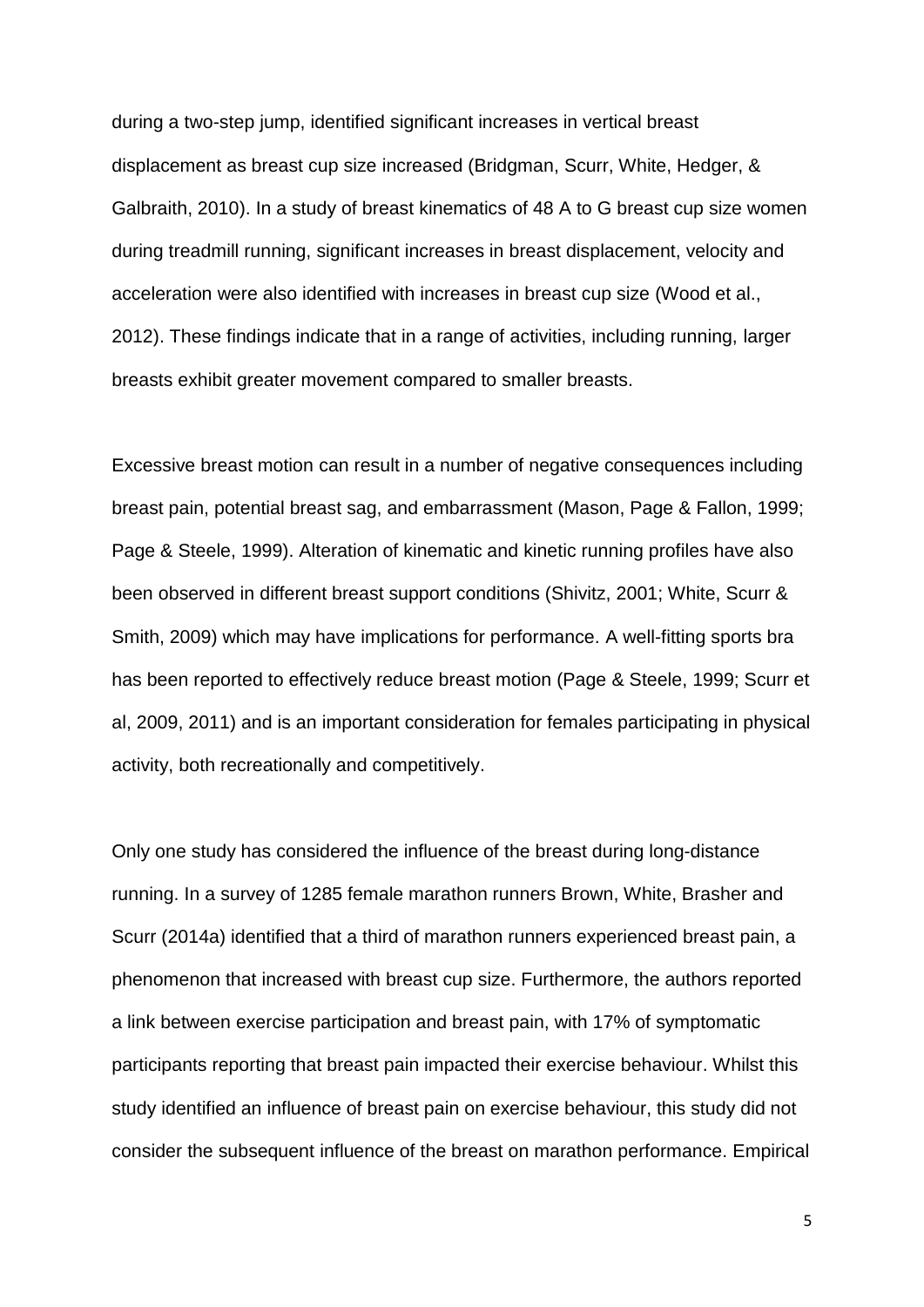during a two-step jump, identified significant increases in vertical breast displacement as breast cup size increased (Bridgman, Scurr, White, Hedger, & Galbraith, 2010). In a study of breast kinematics of 48 A to G breast cup size women during treadmill running, significant increases in breast displacement, velocity and acceleration were also identified with increases in breast cup size (Wood et al., 2012). These findings indicate that in a range of activities, including running, larger breasts exhibit greater movement compared to smaller breasts.

Excessive breast motion can result in a number of negative consequences including breast pain, potential breast sag, and embarrassment (Mason, Page & Fallon, 1999; Page & Steele, 1999). Alteration of kinematic and kinetic running profiles have also been observed in different breast support conditions (Shivitz, 2001; White, Scurr & Smith, 2009) which may have implications for performance. A well-fitting sports bra has been reported to effectively reduce breast motion (Page & Steele, 1999; Scurr et al, 2009, 2011) and is an important consideration for females participating in physical activity, both recreationally and competitively.

Only one study has considered the influence of the breast during long-distance running. In a survey of 1285 female marathon runners Brown, White, Brasher and Scurr (2014a) identified that a third of marathon runners experienced breast pain, a phenomenon that increased with breast cup size. Furthermore, the authors reported a link between exercise participation and breast pain, with 17% of symptomatic participants reporting that breast pain impacted their exercise behaviour. Whilst this study identified an influence of breast pain on exercise behaviour, this study did not consider the subsequent influence of the breast on marathon performance. Empirical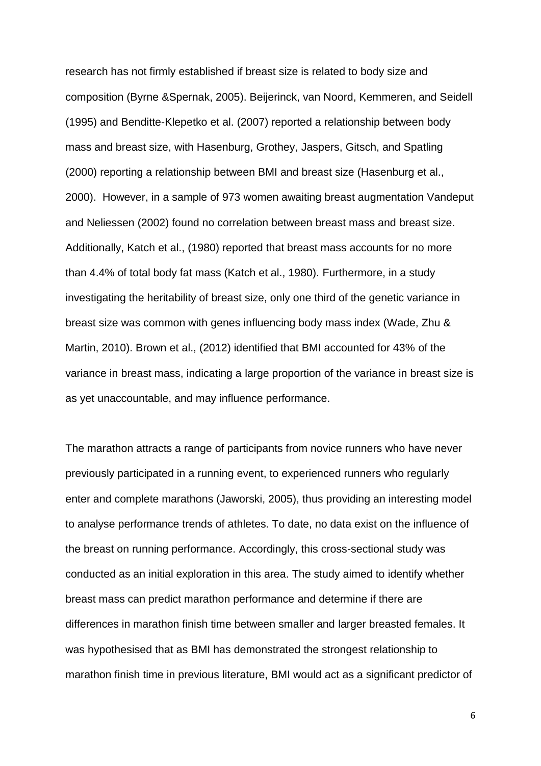research has not firmly established if breast size is related to body size and composition (Byrne &Spernak, 2005). Beijerinck, van Noord, Kemmeren, and Seidell (1995) and Benditte-Klepetko et al. (2007) reported a relationship between body mass and breast size, with Hasenburg, Grothey, Jaspers, Gitsch, and Spatling (2000) reporting a relationship between BMI and breast size (Hasenburg et al., 2000). However, in a sample of 973 women awaiting breast augmentation Vandeput and Neliessen (2002) found no correlation between breast mass and breast size. Additionally, Katch et al., (1980) reported that breast mass accounts for no more than 4.4% of total body fat mass (Katch et al., 1980). Furthermore, in a study investigating the heritability of breast size, only one third of the genetic variance in breast size was common with genes influencing body mass index (Wade, Zhu & Martin, 2010). Brown et al., (2012) identified that BMI accounted for 43% of the variance in breast mass, indicating a large proportion of the variance in breast size is as yet unaccountable, and may influence performance.

The marathon attracts a range of participants from novice runners who have never previously participated in a running event, to experienced runners who regularly enter and complete marathons (Jaworski, 2005), thus providing an interesting model to analyse performance trends of athletes. To date, no data exist on the influence of the breast on running performance. Accordingly, this cross-sectional study was conducted as an initial exploration in this area. The study aimed to identify whether breast mass can predict marathon performance and determine if there are differences in marathon finish time between smaller and larger breasted females. It was hypothesised that as BMI has demonstrated the strongest relationship to marathon finish time in previous literature, BMI would act as a significant predictor of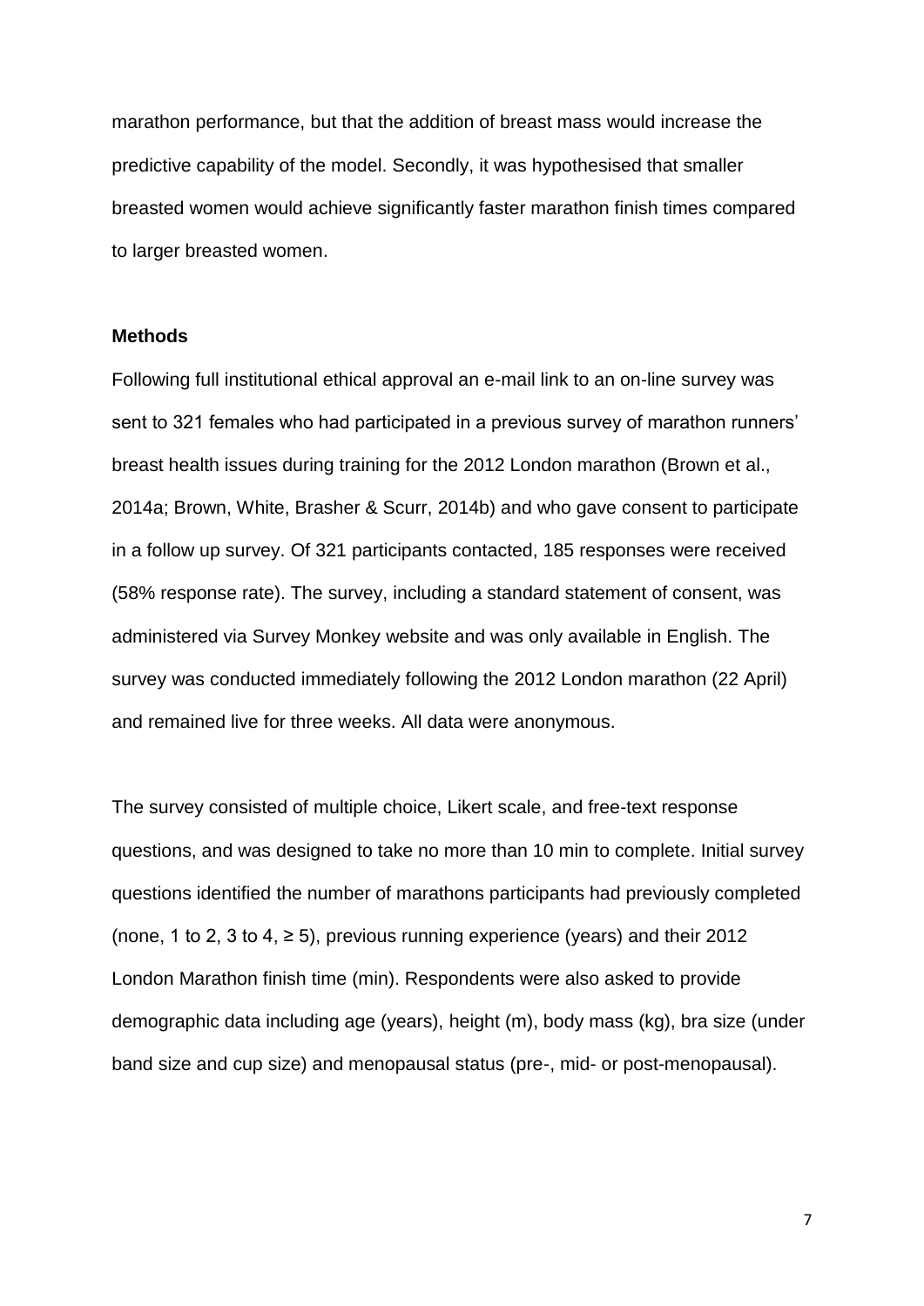marathon performance, but that the addition of breast mass would increase the predictive capability of the model. Secondly, it was hypothesised that smaller breasted women would achieve significantly faster marathon finish times compared to larger breasted women.

**Methods**

Following full institutional ethical approval an e-mail link to an on-line survey was sent to 321 females who had participated in a previous survey of marathon runners' breast health issues during training for the 2012 London marathon (Brown et al., 2014a; Brown, White, Brasher & Scurr, 2014b) and who gave consent to participate in a follow up survey. Of 321 participants contacted, 185 responses were received (58% response rate). The survey, including a standard statement of consent, was administered via Survey Monkey website and was only available in English. The survey was conducted immediately following the 2012 London marathon (22 April) and remained live for three weeks. All data were anonymous.

The survey consisted of multiple choice, Likert scale, and free-text response questions, and was designed to take no more than 10 min to complete. Initial survey questions identified the number of marathons participants had previously completed (none, 1 to 2, 3 to 4, ≥ 5), previous running experience (years) and their 2012 London Marathon finish time (min). Respondents were also asked to provide demographic data including age (years), height (m), body mass (kg), bra size (under band size and cup size) and menopausal status (pre-, mid- or post-menopausal).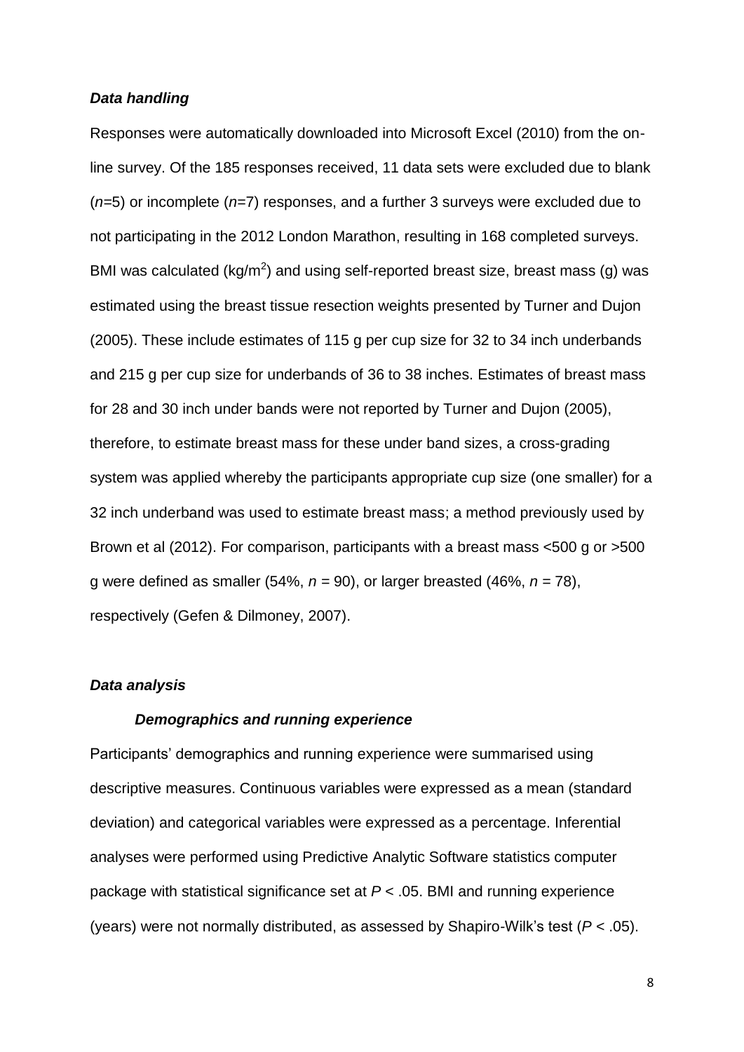### *Data handling*

Responses were automatically downloaded into Microsoft Excel (2010) from the on-line survey. Of the 185 responses received, 11 data sets were excluded due to blank (*n*=5) or incomplete (*n*=7) responses, and a further 3 surveys were excluded due to not participating in the 2012 London Marathon, resulting in 168 completed surveys. BMI was calculated ($kg/m^2$) and using self-reported breast size, breast mass (g) was estimated using the breast tissue resection weights presented by Turner and Dujon (2005). These include estimates of 115 g per cup size for 32 to 34 inch underbands and 215 g per cup size for underbands of 36 to 38 inches. Estimates of breast mass for 28 and 30 inch under bands were not reported by Turner and Dujon (2005), therefore, to estimate breast mass for these under band sizes, a cross-grading system was applied whereby the participants appropriate cup size (one smaller) for a 32 inch underband was used to estimate breast mass; a method previously used by Brown et al (2012). For comparison, participants with a breast mass <500 g or >500 g were defined as smaller (54%, $n$ = 90), or larger breasted (46%, $n$ = 78), respectively (Gefen & Dilmoney, 2007).

### *Data analysis*

#### *Demographics and running experience*

Participants' demographics and running experience were summarised using descriptive measures. Continuous variables were expressed as a mean (standard deviation) and categorical variables were expressed as a percentage. Inferential analyses were performed using Predictive Analytic Software statistics computer package with statistical significance set at $P < .05$. BMI and running experience (years) were not normally distributed, as assessed by Shapiro-Wilk's test ($P < .05$).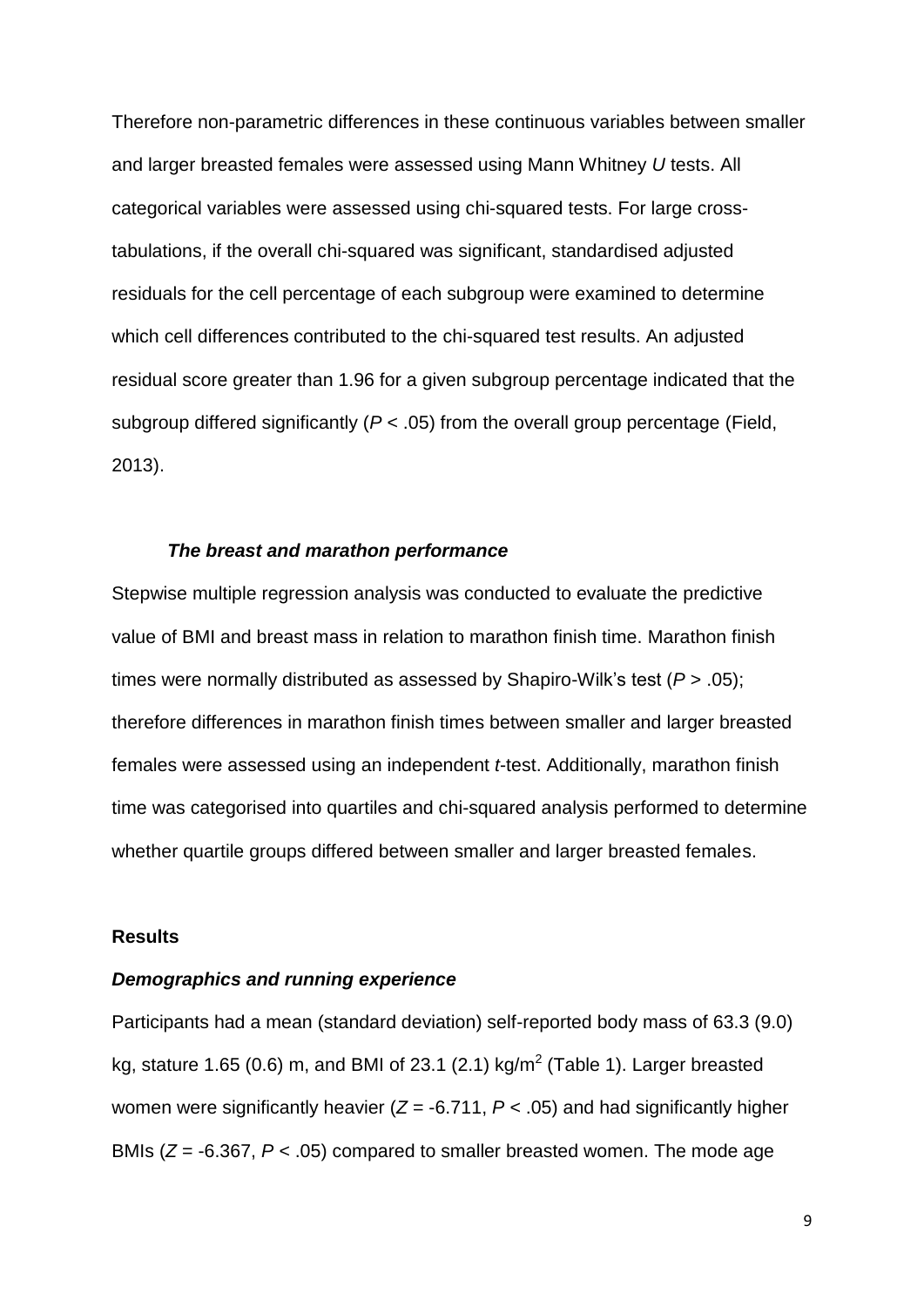Therefore non-parametric differences in these continuous variables between smaller and larger breasted females were assessed using Mann Whitney *U* tests. All categorical variables were assessed using chi-squared tests. For large cross-tabulations, if the overall chi-squared was significant, standardised adjusted residuals for the cell percentage of each subgroup were examined to determine which cell differences contributed to the chi-squared test results. An adjusted residual score greater than 1.96 for a given subgroup percentage indicated that the subgroup differed significantly ($P < .05$) from the overall group percentage (Field, 2013).

### *The breast and marathon performance*

Stepwise multiple regression analysis was conducted to evaluate the predictive value of BMI and breast mass in relation to marathon finish time. Marathon finish times were normally distributed as assessed by Shapiro-Wilk's test ($P > .05$); therefore differences in marathon finish times between smaller and larger breasted females were assessed using an independent *t*-test. Additionally, marathon finish time was categorised into quartiles and chi-squared analysis performed to determine whether quartile groups differed between smaller and larger breasted females.

## **Results**

### *Demographics and running experience*

Participants had a mean (standard deviation) self-reported body mass of 63.3 (9.0) kg, stature 1.65 (0.6) m, and BMI of 23.1 (2.1) kg/m$^2$ (Table 1). Larger breasted women were significantly heavier ($Z = -6.711$, $P < .05$) and had significantly higher BMIs ($Z = -6.367$, $P < .05$) compared to smaller breasted women. The mode age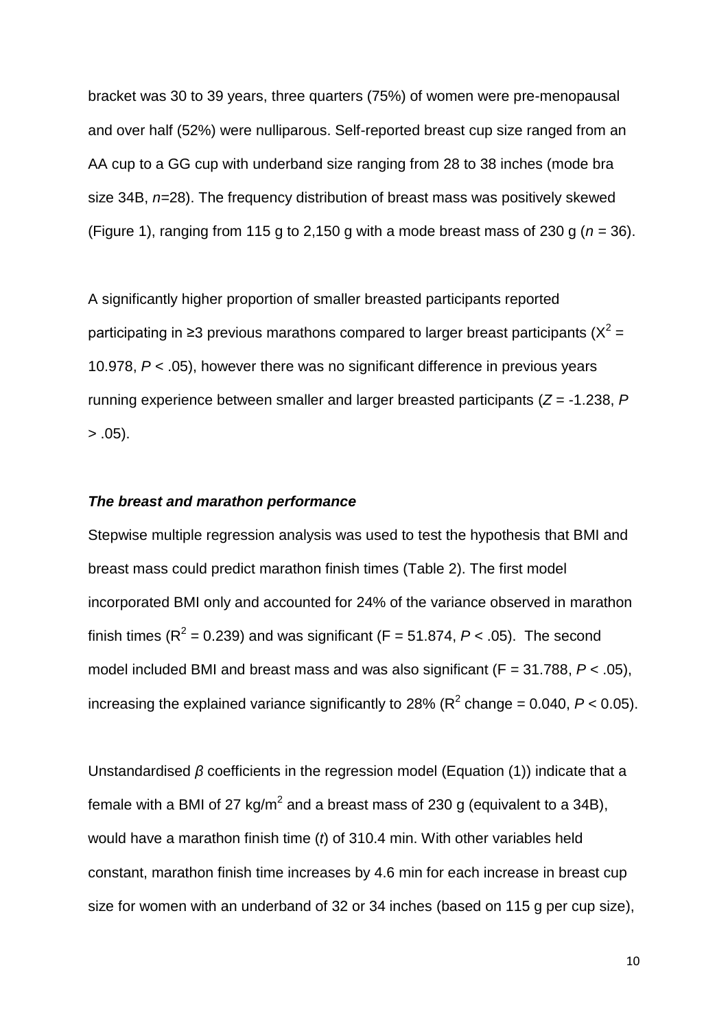bracket was 30 to 39 years, three quarters (75%) of women were pre-menopausal and over half (52%) were nulliparous. Self-reported breast cup size ranged from an AA cup to a GG cup with underband size ranging from 28 to 38 inches (mode bra size 34B, $n$=28). The frequency distribution of breast mass was positively skewed (Figure 1), ranging from 115 g to 2,150 g with a mode breast mass of 230 g ($n$ = 36).

A significantly higher proportion of smaller breasted participants reported participating in ≥3 previous marathons compared to larger breast participants ($X^2$ = 10.978, $P$ < .05), however there was no significant difference in previous years running experience between smaller and larger breasted participants ($Z$ = -1.238, $P$ > .05).

***The breast and marathon performance***

Stepwise multiple regression analysis was used to test the hypothesis that BMI and breast mass could predict marathon finish times (Table 2). The first model incorporated BMI only and accounted for 24% of the variance observed in marathon finish times ($R^2$ = 0.239) and was significant (F = 51.874, $P$ < .05). The second model included BMI and breast mass and was also significant (F = 31.788, $P$ < .05), increasing the explained variance significantly to 28% ($R^2$ change = 0.040, $P$ < 0.05).

Unstandardised $\beta$ coefficients in the regression model (Equation (1)) indicate that a female with a BMI of 27 kg/m$^2$ and a breast mass of 230 g (equivalent to a 34B), would have a marathon finish time ($t$) of 310.4 min. With other variables held constant, marathon finish time increases by 4.6 min for each increase in breast cup size for women with an underband of 32 or 34 inches (based on 115 g per cup size),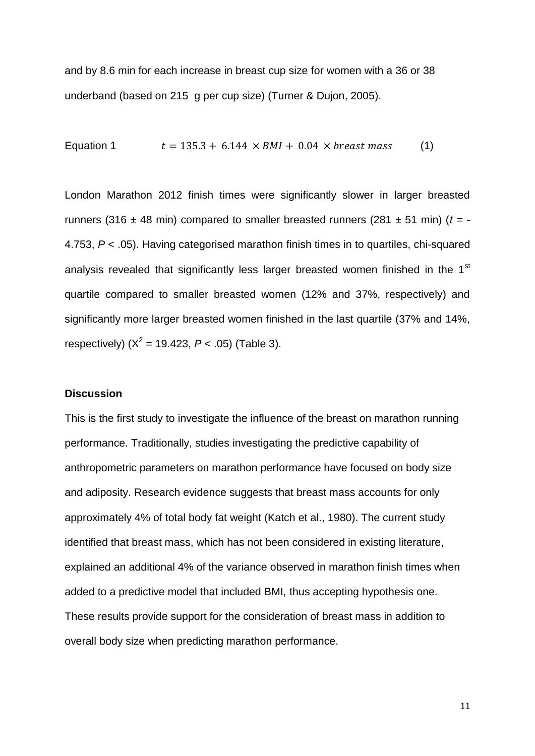and by 8.6 min for each increase in breast cup size for women with a 36 or 38 underband (based on 215 g per cup size) (Turner & Dujon, 2005).

Equation 1 $$t = 135.3 + 6.144 \times BMI + 0.04 \times breast\ mass \qquad (1)$$

London Marathon 2012 finish times were significantly slower in larger breasted runners (316 ± 48 min) compared to smaller breasted runners (281 ± 51 min) ($t$ = -4.753, $P$ < .05). Having categorised marathon finish times in to quartiles, chi-squared analysis revealed that significantly less larger breasted women finished in the 1st quartile compared to smaller breasted women (12% and 37%, respectively) and significantly more larger breasted women finished in the last quartile (37% and 14%, respectively) ($X^2$ = 19.423, $P$ < .05) (Table 3).

### Discussion

This is the first study to investigate the influence of the breast on marathon running performance. Traditionally, studies investigating the predictive capability of anthropometric parameters on marathon performance have focused on body size and adiposity. Research evidence suggests that breast mass accounts for only approximately 4% of total body fat weight (Katch et al., 1980). The current study identified that breast mass, which has not been considered in existing literature, explained an additional 4% of the variance observed in marathon finish times when added to a predictive model that included BMI, thus accepting hypothesis one. These results provide support for the consideration of breast mass in addition to overall body size when predicting marathon performance.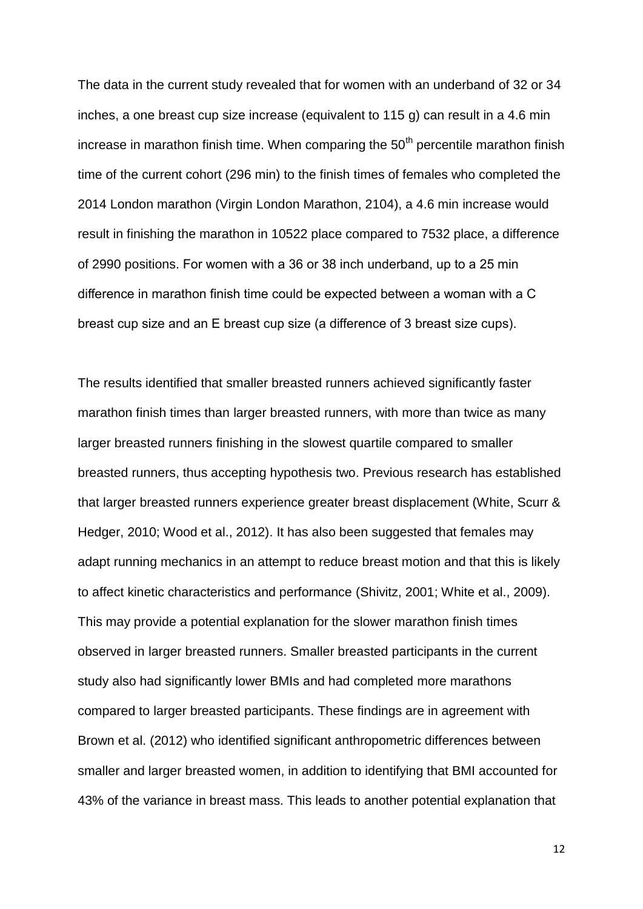The data in the current study revealed that for women with an underband of 32 or 34 inches, a one breast cup size increase (equivalent to 115 g) can result in a 4.6 min increase in marathon finish time. When comparing the 50$^{th}$ percentile marathon finish time of the current cohort (296 min) to the finish times of females who completed the 2014 London marathon (Virgin London Marathon, 2104), a 4.6 min increase would result in finishing the marathon in 10522 place compared to 7532 place, a difference of 2990 positions. For women with a 36 or 38 inch underband, up to a 25 min difference in marathon finish time could be expected between a woman with a C breast cup size and an E breast cup size (a difference of 3 breast size cups).

The results identified that smaller breasted runners achieved significantly faster marathon finish times than larger breasted runners, with more than twice as many larger breasted runners finishing in the slowest quartile compared to smaller breasted runners, thus accepting hypothesis two. Previous research has established that larger breasted runners experience greater breast displacement (White, Scurr & Hedger, 2010; Wood et al., 2012). It has also been suggested that females may adapt running mechanics in an attempt to reduce breast motion and that this is likely to affect kinetic characteristics and performance (Shivitz, 2001; White et al., 2009). This may provide a potential explanation for the slower marathon finish times observed in larger breasted runners. Smaller breasted participants in the current study also had significantly lower BMIs and had completed more marathons compared to larger breasted participants. These findings are in agreement with Brown et al. (2012) who identified significant anthropometric differences between smaller and larger breasted women, in addition to identifying that BMI accounted for 43% of the variance in breast mass. This leads to another potential explanation that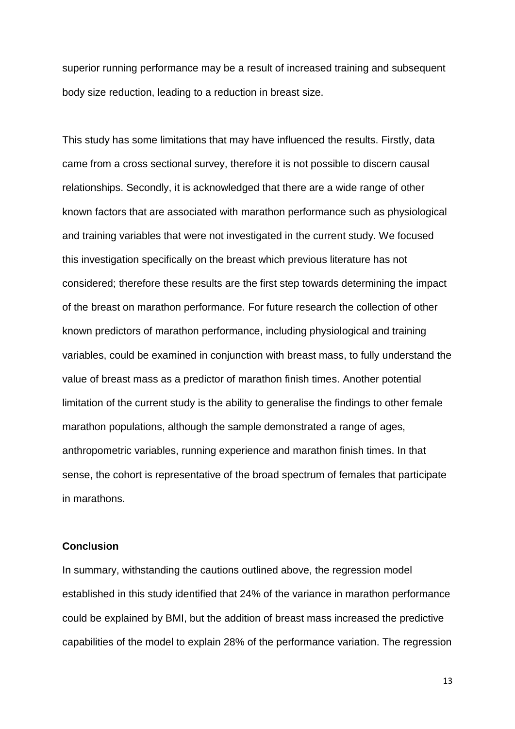superior running performance may be a result of increased training and subsequent body size reduction, leading to a reduction in breast size.

This study has some limitations that may have influenced the results. Firstly, data came from a cross sectional survey, therefore it is not possible to discern causal relationships. Secondly, it is acknowledged that there are a wide range of other known factors that are associated with marathon performance such as physiological and training variables that were not investigated in the current study. We focused this investigation specifically on the breast which previous literature has not considered; therefore these results are the first step towards determining the impact of the breast on marathon performance. For future research the collection of other known predictors of marathon performance, including physiological and training variables, could be examined in conjunction with breast mass, to fully understand the value of breast mass as a predictor of marathon finish times. Another potential limitation of the current study is the ability to generalise the findings to other female marathon populations, although the sample demonstrated a range of ages, anthropometric variables, running experience and marathon finish times. In that sense, the cohort is representative of the broad spectrum of females that participate in marathons.

## Conclusion

In summary, withstanding the cautions outlined above, the regression model established in this study identified that 24% of the variance in marathon performance could be explained by BMI, but the addition of breast mass increased the predictive capabilities of the model to explain 28% of the performance variation. The regression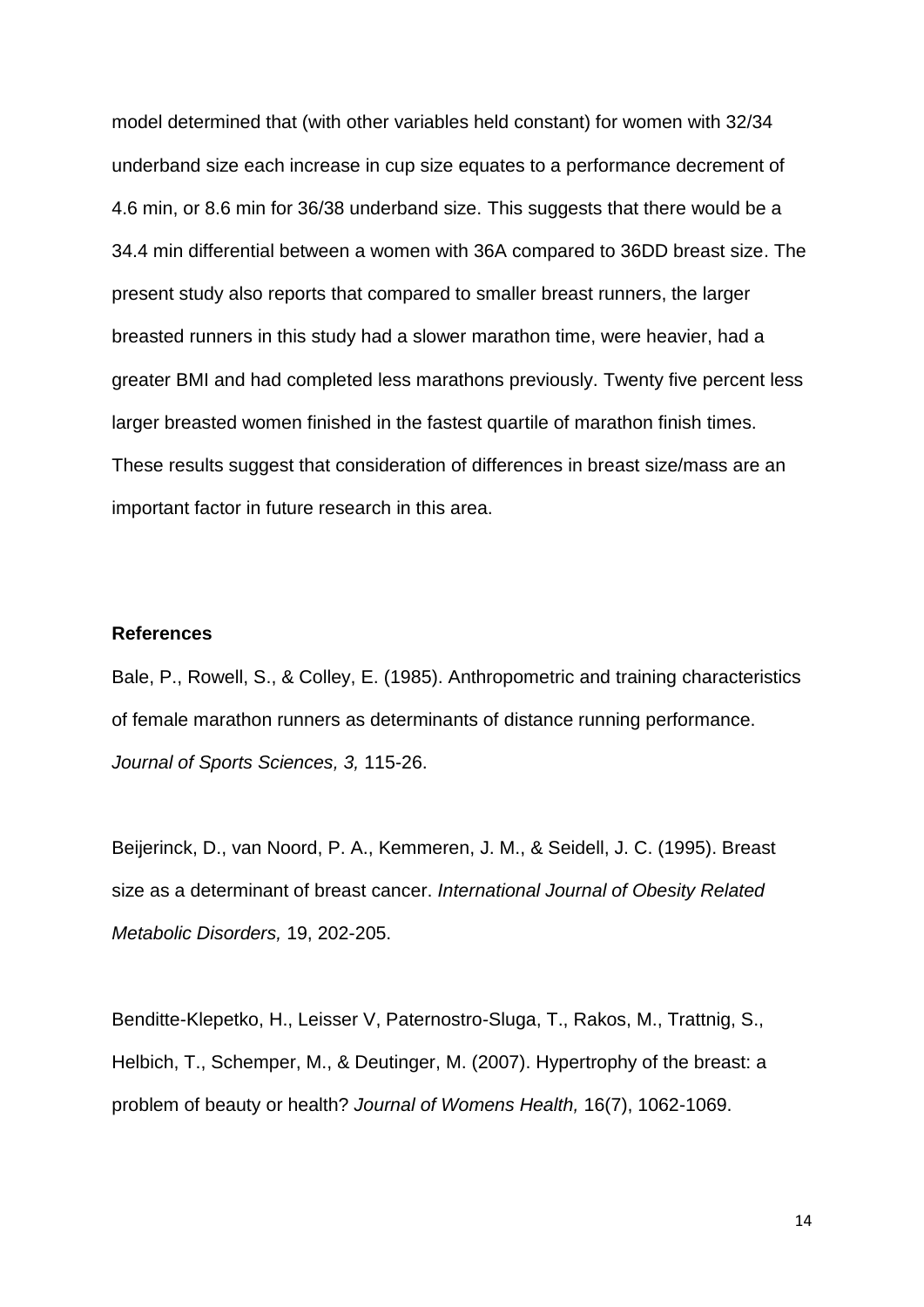model determined that (with other variables held constant) for women with 32/34 underband size each increase in cup size equates to a performance decrement of 4.6 min, or 8.6 min for 36/38 underband size. This suggests that there would be a 34.4 min differential between a women with 36A compared to 36DD breast size. The present study also reports that compared to smaller breast runners, the larger breasted runners in this study had a slower marathon time, were heavier, had a greater BMI and had completed less marathons previously. Twenty five percent less larger breasted women finished in the fastest quartile of marathon finish times. These results suggest that consideration of differences in breast size/mass are an important factor in future research in this area.

**References**

Bale, P., Rowell, S., & Colley, E. (1985). Anthropometric and training characteristics of female marathon runners as determinants of distance running performance. *Journal of Sports Sciences, 3,* 115-26.

Beijerinck, D., van Noord, P. A., Kemmeren, J. M., & Seidell, J. C. (1995). Breast size as a determinant of breast cancer. *International Journal of Obesity Related Metabolic Disorders,* 19, 202-205.

Benditte-Klepetko, H., Leisser V, Paternostro-Sluga, T., Rakos, M., Trattnig, S., Helbich, T., Schemper, M., & Deutinger, M. (2007). Hypertrophy of the breast: a problem of beauty or health? *Journal of Womens Health,* 16(7), 1062-1069.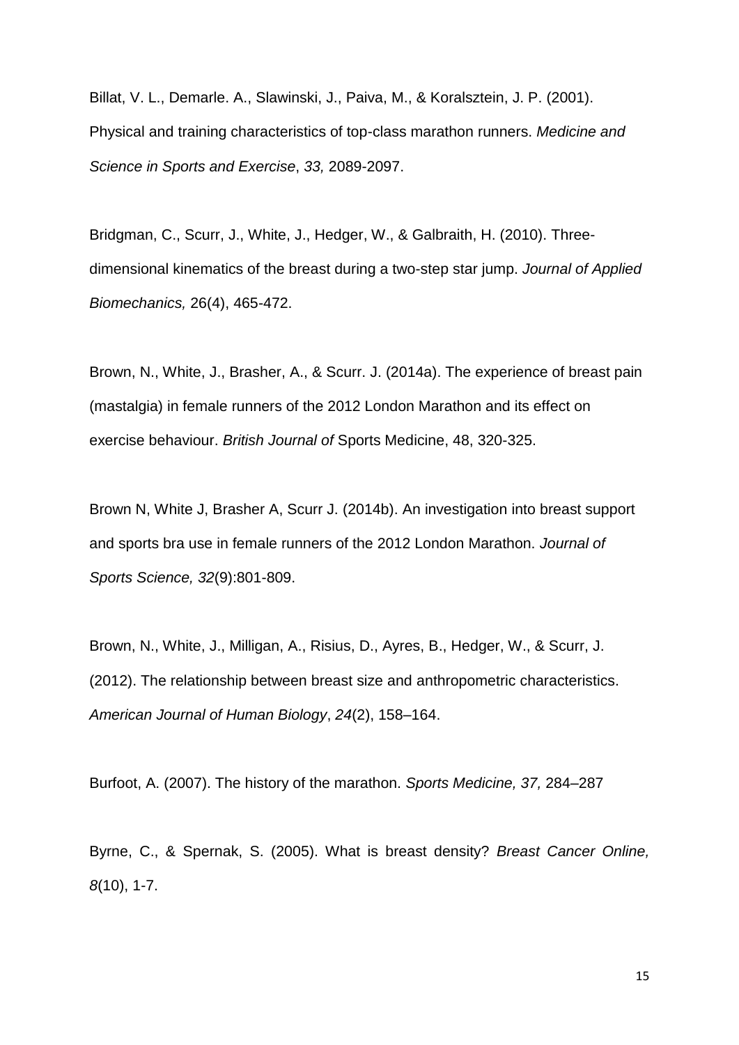Billat, V. L., Demarle. A., Slawinski, J., Paiva, M., & Koralsztein, J. P. (2001). Physical and training characteristics of top-class marathon runners. *Medicine and Science in Sports and Exercise*, *33,* 2089-2097.

Bridgman, C., Scurr, J., White, J., Hedger, W., & Galbraith, H. (2010). Three-dimensional kinematics of the breast during a two-step star jump. *Journal of Applied Biomechanics,* 26(4), 465-472.

Brown, N., White, J., Brasher, A., & Scurr. J. (2014a). The experience of breast pain (mastalgia) in female runners of the 2012 London Marathon and its effect on exercise behaviour. *British Journal of* Sports Medicine, 48, 320-325.

Brown N, White J, Brasher A, Scurr J. (2014b). An investigation into breast support and sports bra use in female runners of the 2012 London Marathon. *Journal of Sports Science, 32*(9):801-809.

Brown, N., White, J., Milligan, A., Risius, D., Ayres, B., Hedger, W., & Scurr, J. (2012). The relationship between breast size and anthropometric characteristics. *American Journal of Human Biology*, *24*(2), 158–164.

Burfoot, A. (2007). The history of the marathon. *Sports Medicine, 37,* 284–287

Byrne, C., & Spernak, S. (2005). What is breast density? *Breast Cancer Online, 8*(10), 1-7.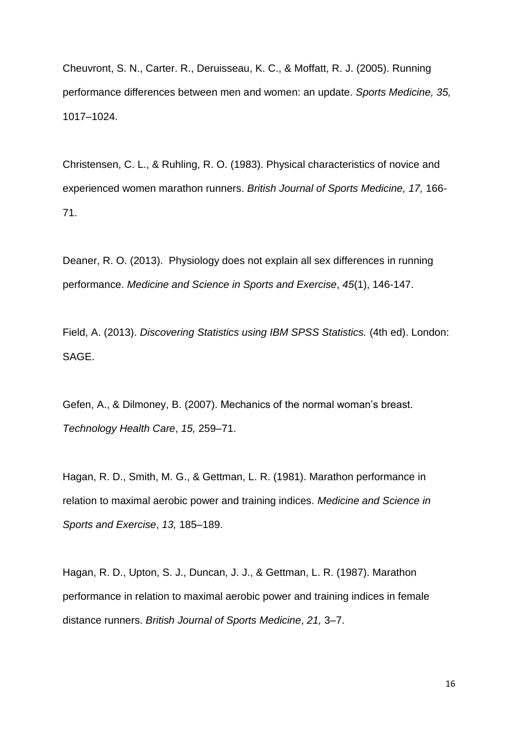Cheuvront, S. N., Carter. R., Deruisseau, K. C., & Moffatt, R. J. (2005). Running performance differences between men and women: an update. *Sports Medicine, 35,* 1017–1024.

Christensen, C. L., & Ruhling, R. O. (1983). Physical characteristics of novice and experienced women marathon runners. *British Journal of Sports Medicine, 17,* 166-71.

Deaner, R. O. (2013). Physiology does not explain all sex differences in running performance. *Medicine and Science in Sports and Exercise*, *45*(1), 146-147.

Field, A. (2013). *Discovering Statistics using IBM SPSS Statistics.* (4th ed). London: SAGE.

Gefen, A., & Dilmoney, B. (2007). Mechanics of the normal woman's breast. *Technology Health Care*, *15,* 259–71.

Hagan, R. D., Smith, M. G., & Gettman, L. R. (1981). Marathon performance in relation to maximal aerobic power and training indices. *Medicine and Science in Sports and Exercise*, *13,* 185–189.

Hagan, R. D., Upton, S. J., Duncan, J. J., & Gettman, L. R. (1987). Marathon performance in relation to maximal aerobic power and training indices in female distance runners. *British Journal of Sports Medicine*, *21,* 3–7.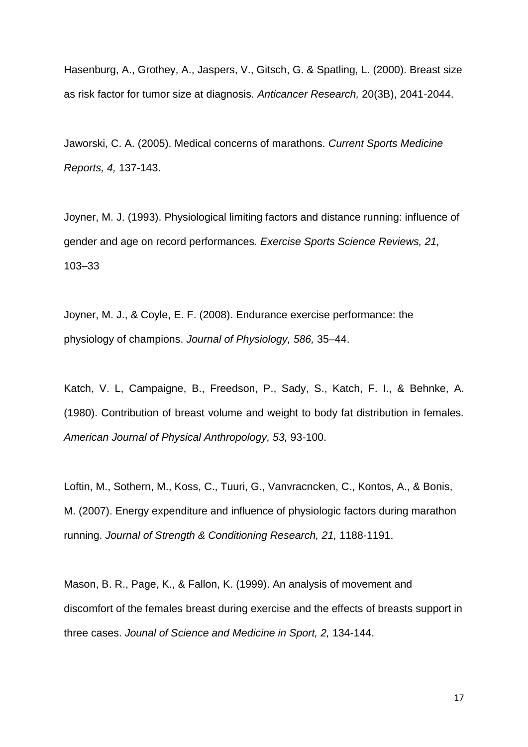Hasenburg, A., Grothey, A., Jaspers, V., Gitsch, G. & Spatling, L. (2000). Breast size as risk factor for tumor size at diagnosis. *Anticancer Research,* 20(3B), 2041-2044.

Jaworski, C. A. (2005). Medical concerns of marathons. *Current Sports Medicine Reports, 4,* 137-143.

Joyner, M. J. (1993). Physiological limiting factors and distance running: influence of gender and age on record performances. *Exercise Sports Science Reviews, 21,* 103–33

Joyner, M. J., & Coyle, E. F. (2008). Endurance exercise performance: the physiology of champions. *Journal of Physiology, 586,* 35–44.

Katch, V. L, Campaigne, B., Freedson, P., Sady, S., Katch, F. I., & Behnke, A. (1980). Contribution of breast volume and weight to body fat distribution in females. *American Journal of Physical Anthropology, 53,* 93-100.

Loftin, M., Sothern, M., Koss, C., Tuuri, G., Vanvracncken, C., Kontos, A., & Bonis, M. (2007). Energy expenditure and influence of physiologic factors during marathon running. *Journal of Strength & Conditioning Research, 21,* 1188-1191.

Mason, B. R., Page, K., & Fallon, K. (1999). An analysis of movement and discomfort of the females breast during exercise and the effects of breasts support in three cases. *Jounal of Science and Medicine in Sport, 2,* 134-144.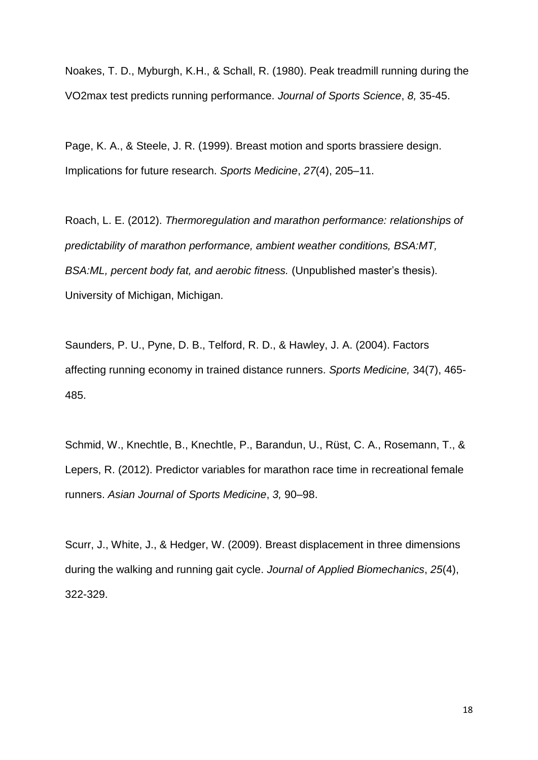Noakes, T. D., Myburgh, K.H., & Schall, R. (1980). Peak treadmill running during the VO2max test predicts running performance. *Journal of Sports Science*, *8,* 35-45.

Page, K. A., & Steele, J. R. (1999). Breast motion and sports brassiere design. Implications for future research. *Sports Medicine*, *27*(4), 205–11.

Roach, L. E. (2012). *Thermoregulation and marathon performance: relationships of predictability of marathon performance, ambient weather conditions, BSA:MT, BSA:ML, percent body fat, and aerobic fitness.* (Unpublished master's thesis). University of Michigan, Michigan.

Saunders, P. U., Pyne, D. B., Telford, R. D., & Hawley, J. A. (2004). Factors affecting running economy in trained distance runners. *Sports Medicine,* 34(7), 465-485.

Schmid, W., Knechtle, B., Knechtle, P., Barandun, U., Rüst, C. A., Rosemann, T., & Lepers, R. (2012). Predictor variables for marathon race time in recreational female runners. *Asian Journal of Sports Medicine*, *3,* 90–98.

Scurr, J., White, J., & Hedger, W. (2009). Breast displacement in three dimensions during the walking and running gait cycle. *Journal of Applied Biomechanics*, *25*(4), 322-329.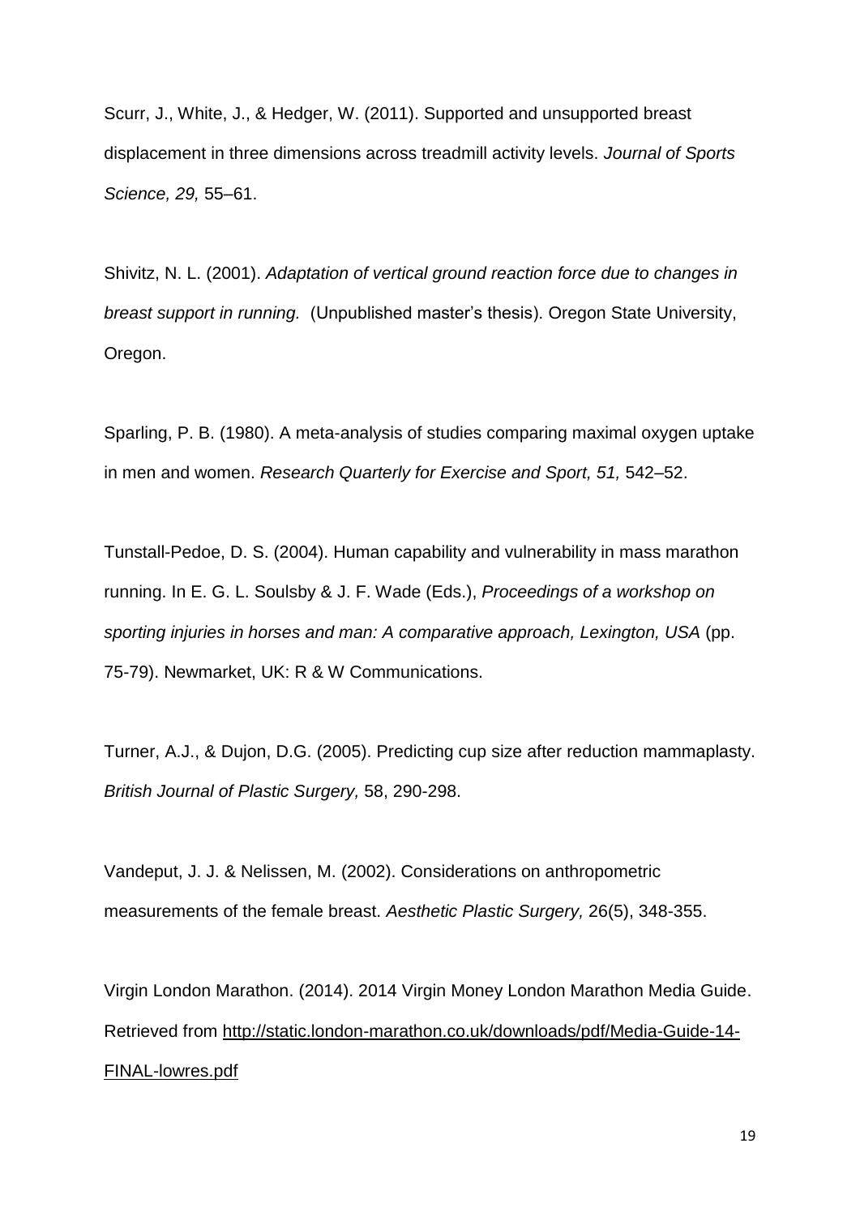Scurr, J., White, J., & Hedger, W. (2011). Supported and unsupported breast displacement in three dimensions across treadmill activity levels. *Journal of Sports Science, 29,* 55–61.

Shivitz, N. L. (2001). *Adaptation of vertical ground reaction force due to changes in breast support in running.* (Unpublished master's thesis). Oregon State University, Oregon.

Sparling, P. B. (1980). A meta-analysis of studies comparing maximal oxygen uptake in men and women. *Research Quarterly for Exercise and Sport, 51,* 542–52.

Tunstall-Pedoe, D. S. (2004). Human capability and vulnerability in mass marathon running. In E. G. L. Soulsby & J. F. Wade (Eds.), *Proceedings of a workshop on sporting injuries in horses and man: A comparative approach, Lexington, USA* (pp. 75-79). Newmarket, UK: R & W Communications.

Turner, A.J., & Dujon, D.G. (2005). Predicting cup size after reduction mammaplasty. *British Journal of Plastic Surgery,* 58, 290-298.

Vandeput, J. J. & Nelissen, M. (2002). Considerations on anthropometric measurements of the female breast. *Aesthetic Plastic Surgery,* 26(5), 348-355.

Virgin London Marathon. (2014). 2014 Virgin Money London Marathon Media Guide. Retrieved from http://static.london-marathon.co.uk/downloads/pdf/Media-Guide-14-FINAL-lowres.pdf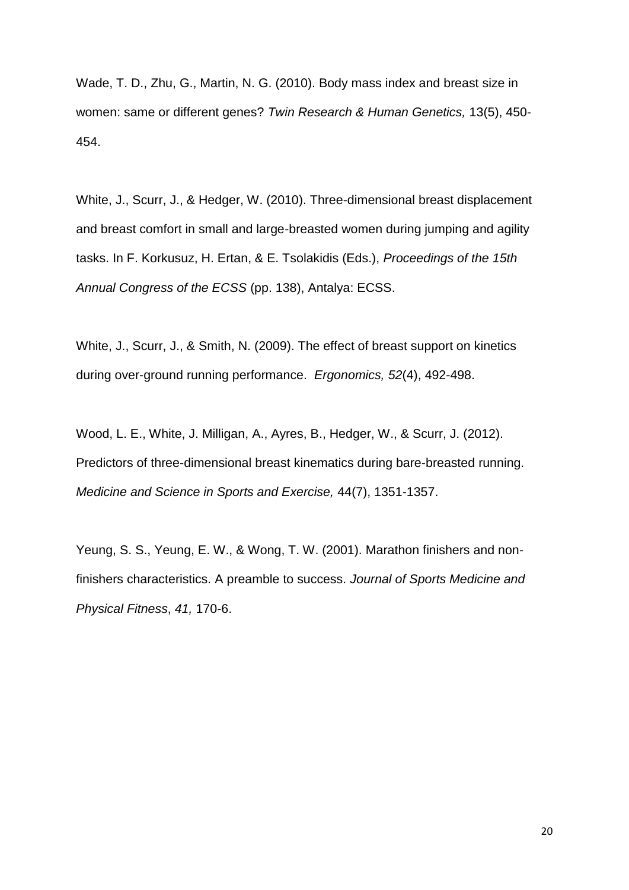Wade, T. D., Zhu, G., Martin, N. G. (2010). Body mass index and breast size in women: same or different genes? *Twin Research & Human Genetics,* 13(5), 450-454.

White, J., Scurr, J., & Hedger, W. (2010). Three-dimensional breast displacement and breast comfort in small and large-breasted women during jumping and agility tasks. In F. Korkusuz, H. Ertan, & E. Tsolakidis (Eds.), *Proceedings of the 15th Annual Congress of the ECSS* (pp. 138), Antalya: ECSS.

White, J., Scurr, J., & Smith, N. (2009). The effect of breast support on kinetics during over-ground running performance. *Ergonomics, 52*(4), 492-498.

Wood, L. E., White, J. Milligan, A., Ayres, B., Hedger, W., & Scurr, J. (2012). Predictors of three-dimensional breast kinematics during bare-breasted running. *Medicine and Science in Sports and Exercise,* 44(7), 1351-1357.

Yeung, S. S., Yeung, E. W., & Wong, T. W. (2001). Marathon finishers and non-finishers characteristics. A preamble to success. *Journal of Sports Medicine and Physical Fitness*, *41,* 170-6.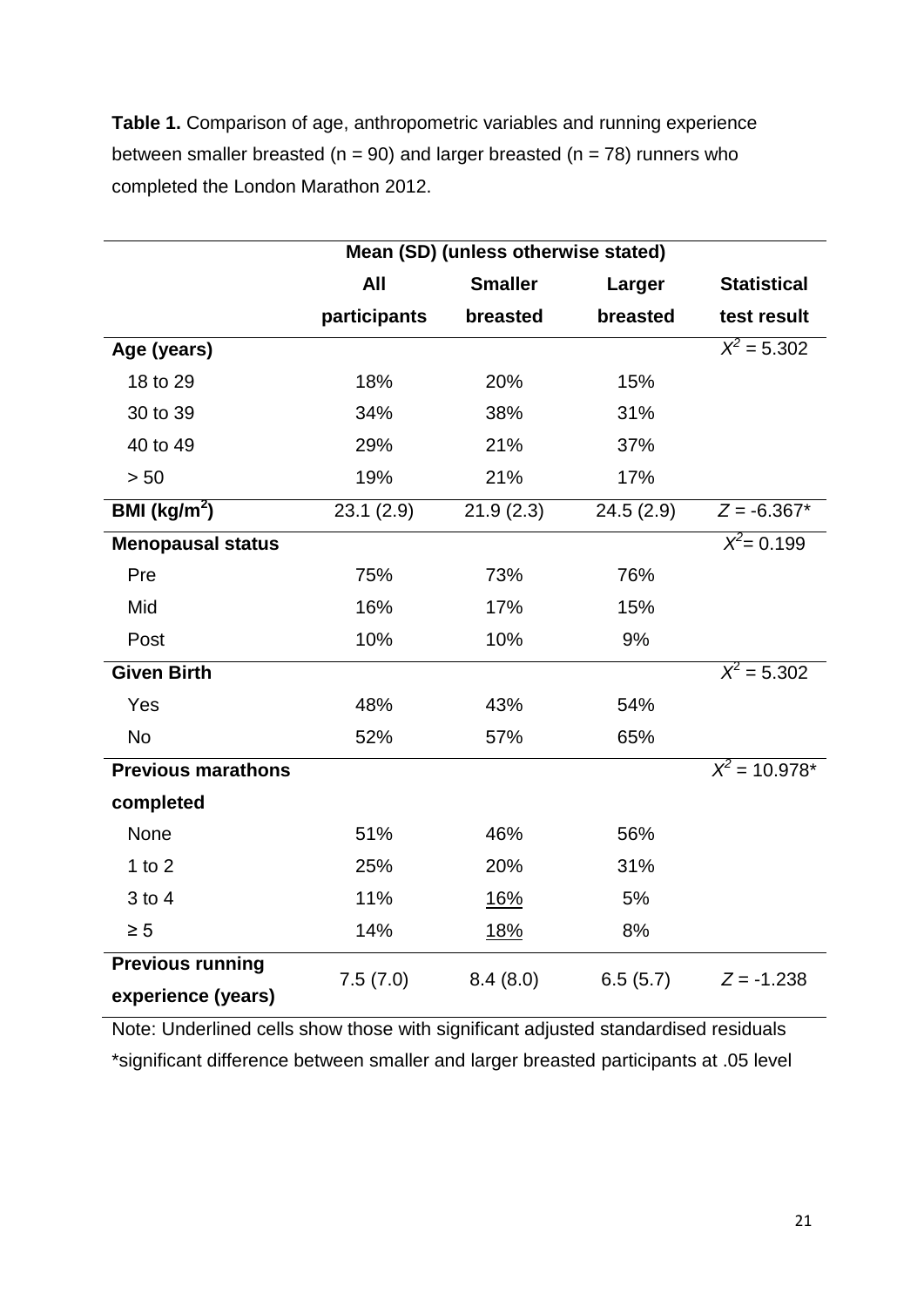**Table 1.** Comparison of age, anthropometric variables and running experience between smaller breasted (n = 90) and larger breasted (n = 78) runners who completed the London Marathon 2012.

| | Mean (SD) (unless otherwise stated) | | | |
|---|---|---|---|---|
| | **All participants** | **Smaller breasted** | **Larger breasted** | **Statistical test result** |
| **Age (years)** | | | | $X^2$ = 5.302 |
| 18 to 29 | 18% | 20% | 15% | |
| 30 to 39 | 34% | 38% | 31% | |
| 40 to 49 | 29% | 21% | 37% | |
| > 50 | 19% | 21% | 17% | |
| **BMI (kg/m$^2$)** | 23.1 (2.9) | 21.9 (2.3) | 24.5 (2.9) | $Z$ = -6.367* |
| **Menopausal status** | | | | $X^2$= 0.199 |
| Pre | 75% | 73% | 76% | |
| Mid | 16% | 17% | 15% | |
| Post | 10% | 10% | 9% | |
| **Given Birth** | | | | $X^2$ = 5.302 |
| Yes | 48% | 43% | 54% | |
| No | 52% | 57% | 65% | |
| **Previous marathons completed** | | | | $X^2$ = 10.978* |
| None | 51% | 46% | 56% | |
| 1 to 2 | 25% | 20% | 31% | |
| 3 to 4 | 11% | <u>16%</u> | 5% | |
| ≥ 5 | 14% | <u>18%</u> | 8% | |
| **Previous running experience (years)** | 7.5 (7.0) | 8.4 (8.0) | 6.5 (5.7) | $Z$ = -1.238 |

Note: Underlined cells show those with significant adjusted standardised residuals

*significant difference between smaller and larger breasted participants at .05 level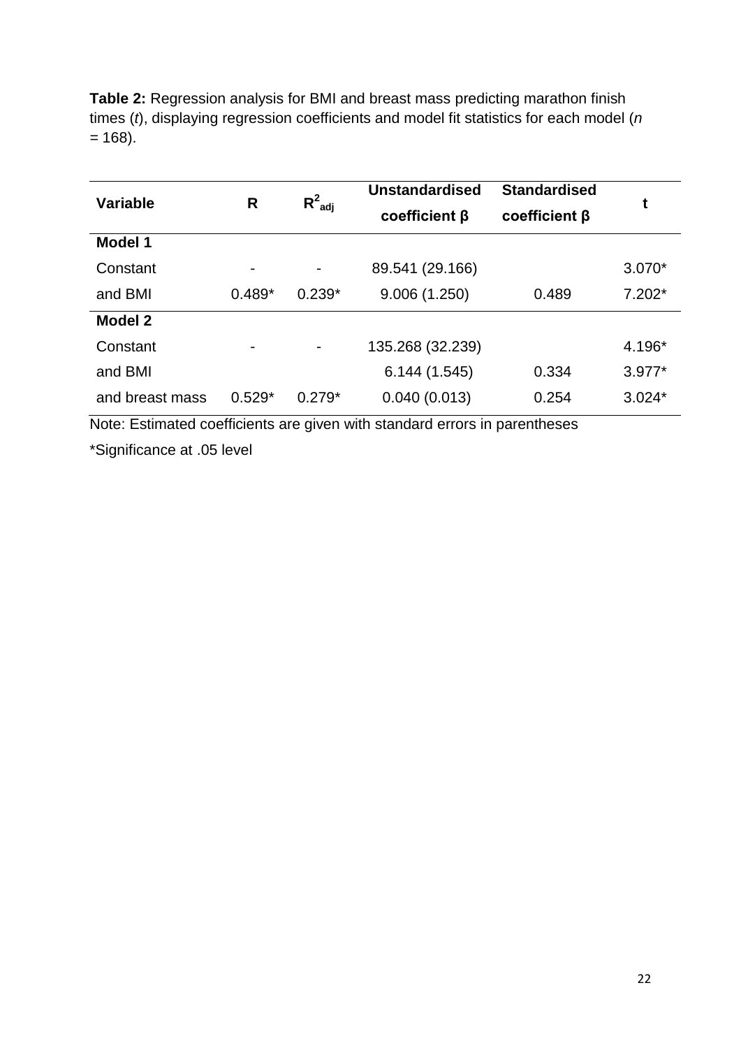**Table 2:** Regression analysis for BMI and breast mass predicting marathon finish times (*t*), displaying regression coefficients and model fit statistics for each model (*n* = 168).

| Variable | R | $R^2_{adj}$ | Unstandardised coefficient β | Standardised coefficient β | t |
|---|---|---|---|---|---|
| **Model 1** | | | | | |
| Constant | - | - | 89.541 (29.166) | | 3.070* |
| and BMI | 0.489* | 0.239* | 9.006 (1.250) | 0.489 | 7.202* |
| **Model 2** | | | | | |
| Constant | - | - | 135.268 (32.239) | | 4.196* |
| and BMI | | | 6.144 (1.545) | 0.334 | 3.977* |
| and breast mass | 0.529* | 0.279* | 0.040 (0.013) | 0.254 | 3.024* |

Note: Estimated coefficients are given with standard errors in parentheses

*Significance at .05 level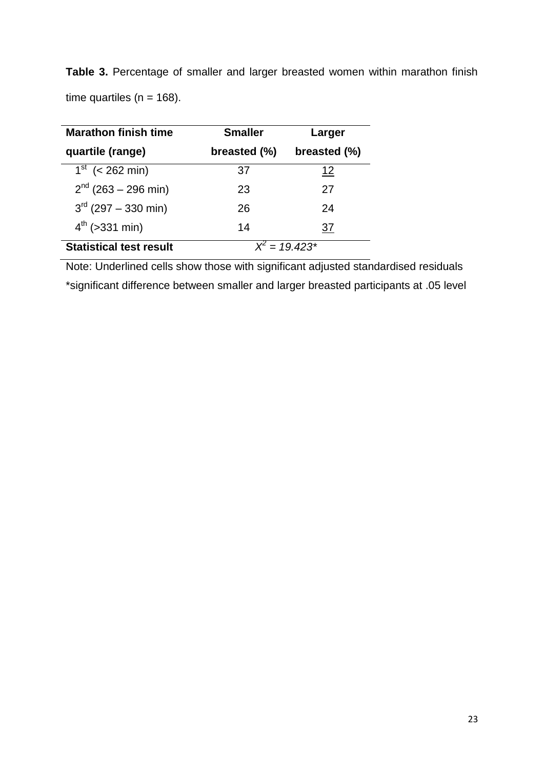**Table 3.** Percentage of smaller and larger breasted women within marathon finish time quartiles (n = 168).

| Marathon finish time quartile (range) | Smaller breasted (%) | Larger breasted (%) |
|---|---|---|
| 1st (< 262 min) | 37 | <u>12</u> |
| 2nd (263 – 296 min) | 23 | 27 |
| 3rd (297 – 330 min) | 26 | 24 |
| 4th (>331 min) | 14 | <u>37</u> |
| **Statistical test result** | $X^2 = 19.423$* | |

Note: Underlined cells show those with significant adjusted standardised residuals
*significant difference between smaller and larger breasted participants at .05 level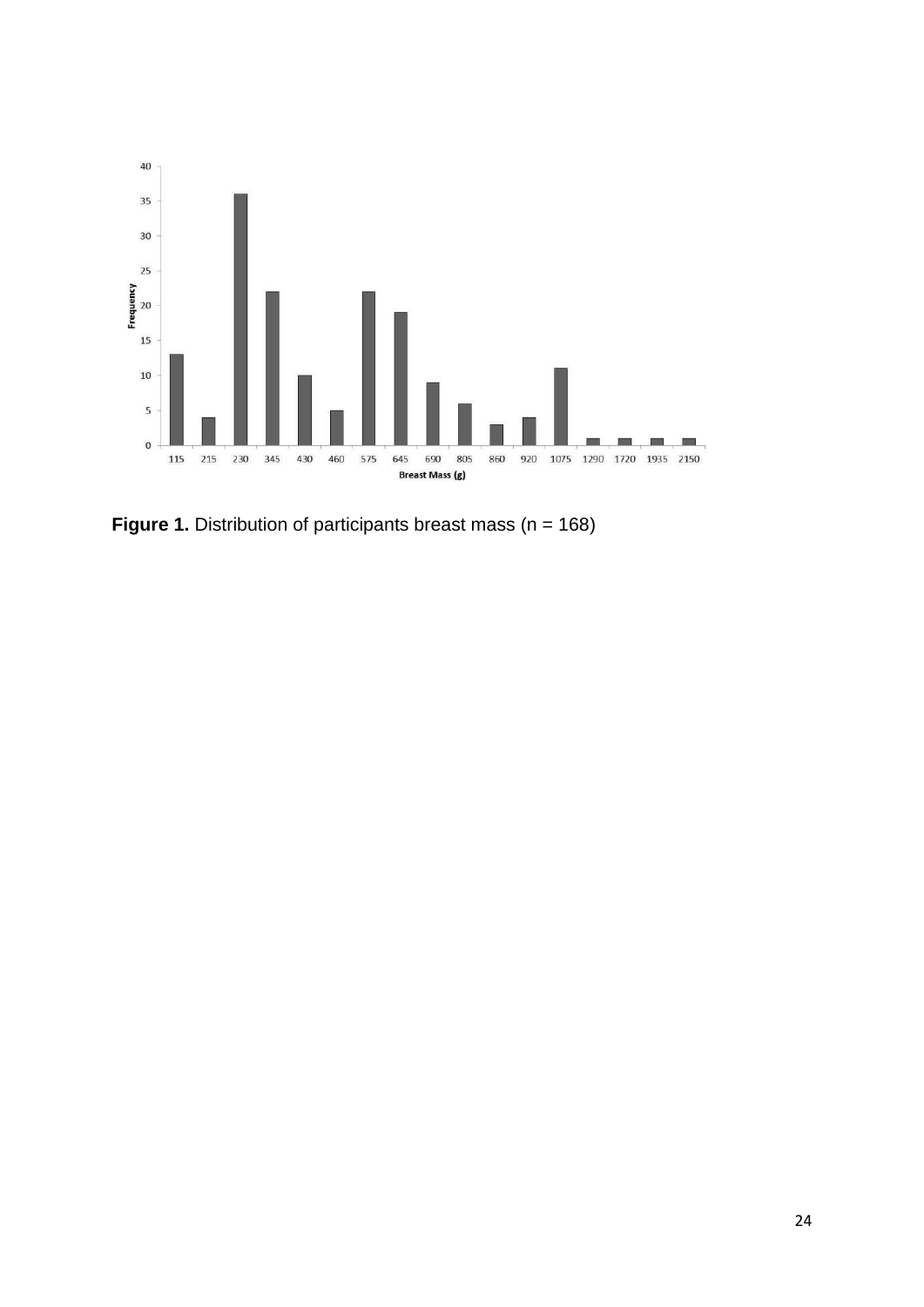40
35
30
25
20
15
10
5
0

Frequency

115 215 230 345 430 460 575 645 690 805 860 920 1075 1290 1720 1935 2150

Breast Mass (g)

**Figure 1.** Distribution of participants breast mass (n = 168)